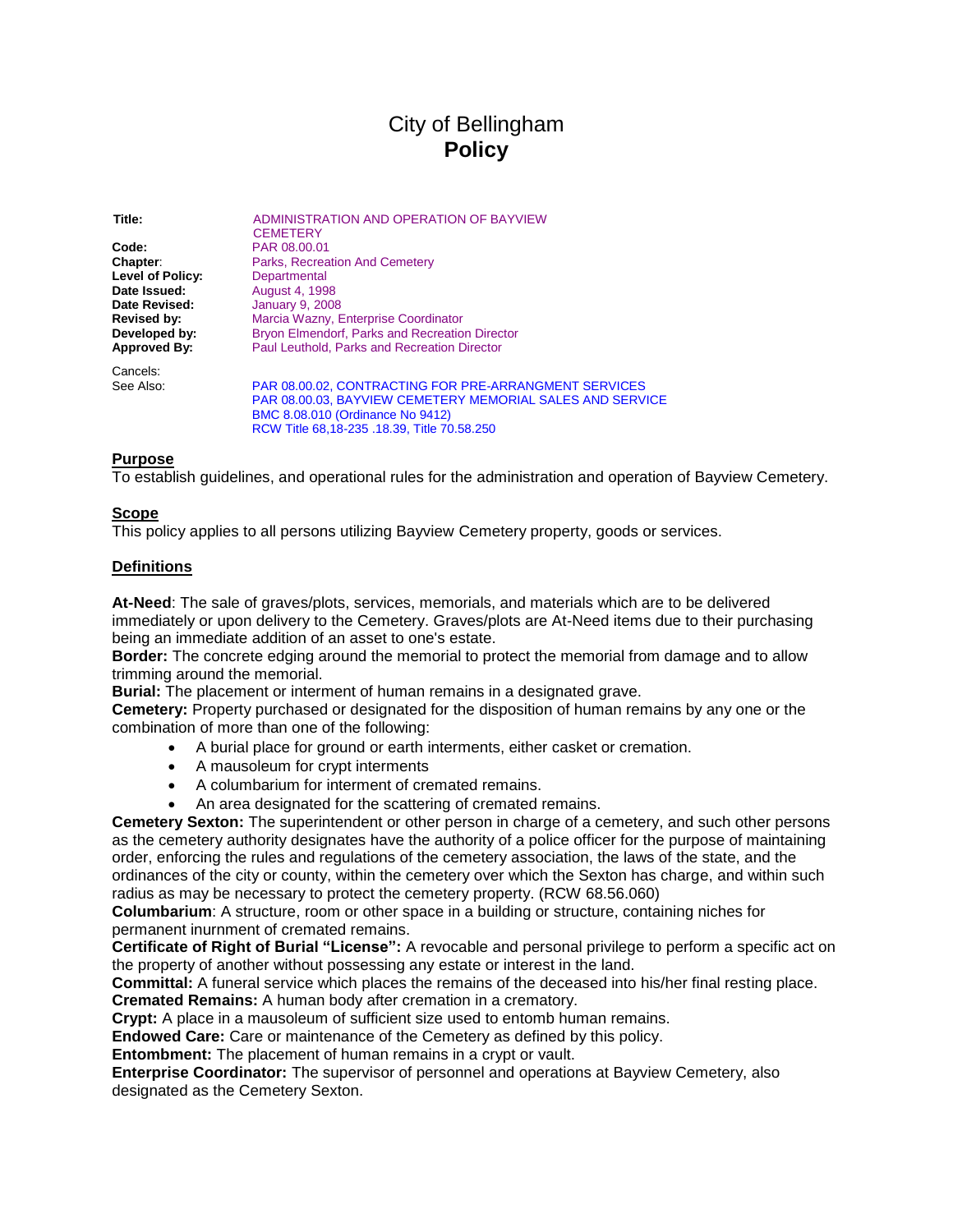# City of Bellingham
## Policy

| | |
|---|---|
| **Title:** | ADMINISTRATION AND OPERATION OF BAYVIEW CEMETERY |
| **Code:** | PAR 08.00.01 |
| **Chapter**: | Parks, Recreation And Cemetery |
| **Level of Policy:** | Departmental |
| **Date Issued:** | August 4, 1998 |
| **Date Revised:** | January 9, 2008 |
| **Revised by:** | Marcia Wazny, Enterprise Coordinator |
| **Developed by:** | Bryon Elmendorf, Parks and Recreation Director |
| **Approved By:** | Paul Leuthold, Parks and Recreation Director |
| Cancels: | |
| See Also: | PAR 08.00.02, CONTRACTING FOR PRE-ARRANGMENT SERVICES<br>PAR 08.00.03, BAYVIEW CEMETERY MEMORIAL SALES AND SERVICE<br>BMC 8.08.010 (Ordinance No 9412)<br>RCW Title 68,18-235 .18.39, Title 70.58.250 |

### Purpose

To establish guidelines, and operational rules for the administration and operation of Bayview Cemetery.

### Scope

This policy applies to all persons utilizing Bayview Cemetery property, goods or services.

### Definitions

**At-Need**: The sale of graves/plots, services, memorials, and materials which are to be delivered immediately or upon delivery to the Cemetery. Graves/plots are At-Need items due to their purchasing being an immediate addition of an asset to one's estate.

**Border:** The concrete edging around the memorial to protect the memorial from damage and to allow trimming around the memorial.

**Burial:** The placement or interment of human remains in a designated grave.

**Cemetery:** Property purchased or designated for the disposition of human remains by any one or the combination of more than one of the following:

- A burial place for ground or earth interments, either casket or cremation.
- A mausoleum for crypt interments
- A columbarium for interment of cremated remains.
- An area designated for the scattering of cremated remains.

**Cemetery Sexton:** The superintendent or other person in charge of a cemetery, and such other persons as the cemetery authority designates have the authority of a police officer for the purpose of maintaining order, enforcing the rules and regulations of the cemetery association, the laws of the state, and the ordinances of the city or county, within the cemetery over which the Sexton has charge, and within such radius as may be necessary to protect the cemetery property. (RCW 68.56.060)

**Columbarium**: A structure, room or other space in a building or structure, containing niches for permanent inurnment of cremated remains.

**Certificate of Right of Burial "License":** A revocable and personal privilege to perform a specific act on the property of another without possessing any estate or interest in the land.

**Committal:** A funeral service which places the remains of the deceased into his/her final resting place.

**Cremated Remains:** A human body after cremation in a crematory.

**Crypt:** A place in a mausoleum of sufficient size used to entomb human remains.

**Endowed Care:** Care or maintenance of the Cemetery as defined by this policy.

**Entombment:** The placement of human remains in a crypt or vault.

**Enterprise Coordinator:** The supervisor of personnel and operations at Bayview Cemetery, also designated as the Cemetery Sexton.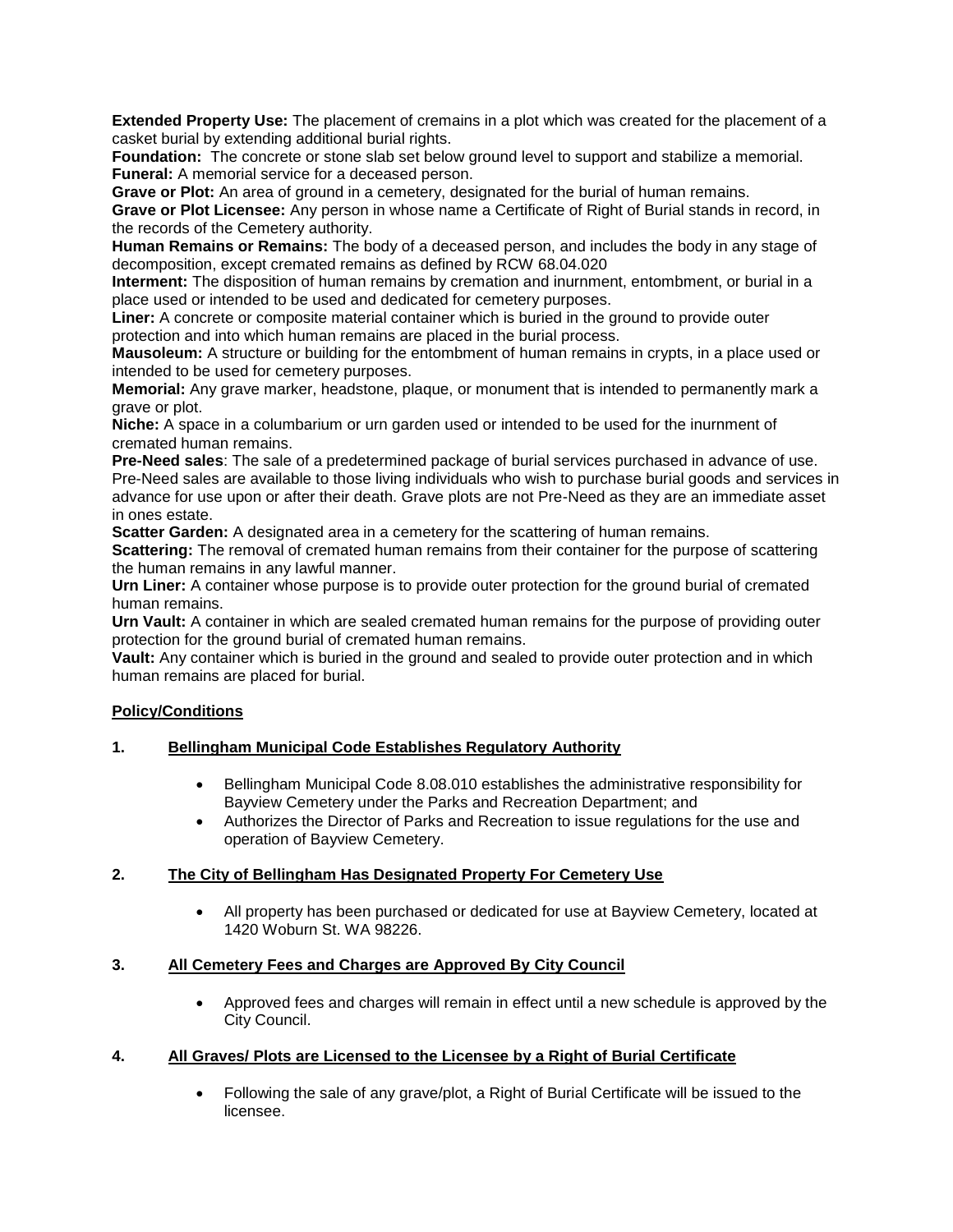**Extended Property Use:** The placement of cremains in a plot which was created for the placement of a casket burial by extending additional burial rights.
**Foundation:** The concrete or stone slab set below ground level to support and stabilize a memorial.
**Funeral:** A memorial service for a deceased person.
**Grave or Plot:** An area of ground in a cemetery, designated for the burial of human remains.
**Grave or Plot Licensee:** Any person in whose name a Certificate of Right of Burial stands in record, in the records of the Cemetery authority.
**Human Remains or Remains:** The body of a deceased person, and includes the body in any stage of decomposition, except cremated remains as defined by RCW 68.04.020
**Interment:** The disposition of human remains by cremation and inurnment, entombment, or burial in a place used or intended to be used and dedicated for cemetery purposes.
**Liner:** A concrete or composite material container which is buried in the ground to provide outer protection and into which human remains are placed in the burial process.
**Mausoleum:** A structure or building for the entombment of human remains in crypts, in a place used or intended to be used for cemetery purposes.
**Memorial:** Any grave marker, headstone, plaque, or monument that is intended to permanently mark a grave or plot.
**Niche:** A space in a columbarium or urn garden used or intended to be used for the inurnment of cremated human remains.
**Pre-Need sales**: The sale of a predetermined package of burial services purchased in advance of use. Pre-Need sales are available to those living individuals who wish to purchase burial goods and services in advance for use upon or after their death. Grave plots are not Pre-Need as they are an immediate asset in ones estate.
**Scatter Garden:** A designated area in a cemetery for the scattering of human remains.
**Scattering:** The removal of cremated human remains from their container for the purpose of scattering the human remains in any lawful manner.
**Urn Liner:** A container whose purpose is to provide outer protection for the ground burial of cremated human remains.
**Urn Vault:** A container in which are sealed cremated human remains for the purpose of providing outer protection for the ground burial of cremated human remains.
**Vault:** Any container which is buried in the ground and sealed to provide outer protection and in which human remains are placed for burial.

## Policy/Conditions

### 1. Bellingham Municipal Code Establishes Regulatory Authority

- Bellingham Municipal Code 8.08.010 establishes the administrative responsibility for Bayview Cemetery under the Parks and Recreation Department; and
- Authorizes the Director of Parks and Recreation to issue regulations for the use and operation of Bayview Cemetery.

### 2. The City of Bellingham Has Designated Property For Cemetery Use

- All property has been purchased or dedicated for use at Bayview Cemetery, located at 1420 Woburn St. WA 98226.

### 3. All Cemetery Fees and Charges are Approved By City Council

- Approved fees and charges will remain in effect until a new schedule is approved by the City Council.

### 4. All Graves/ Plots are Licensed to the Licensee by a Right of Burial Certificate

- Following the sale of any grave/plot, a Right of Burial Certificate will be issued to the licensee.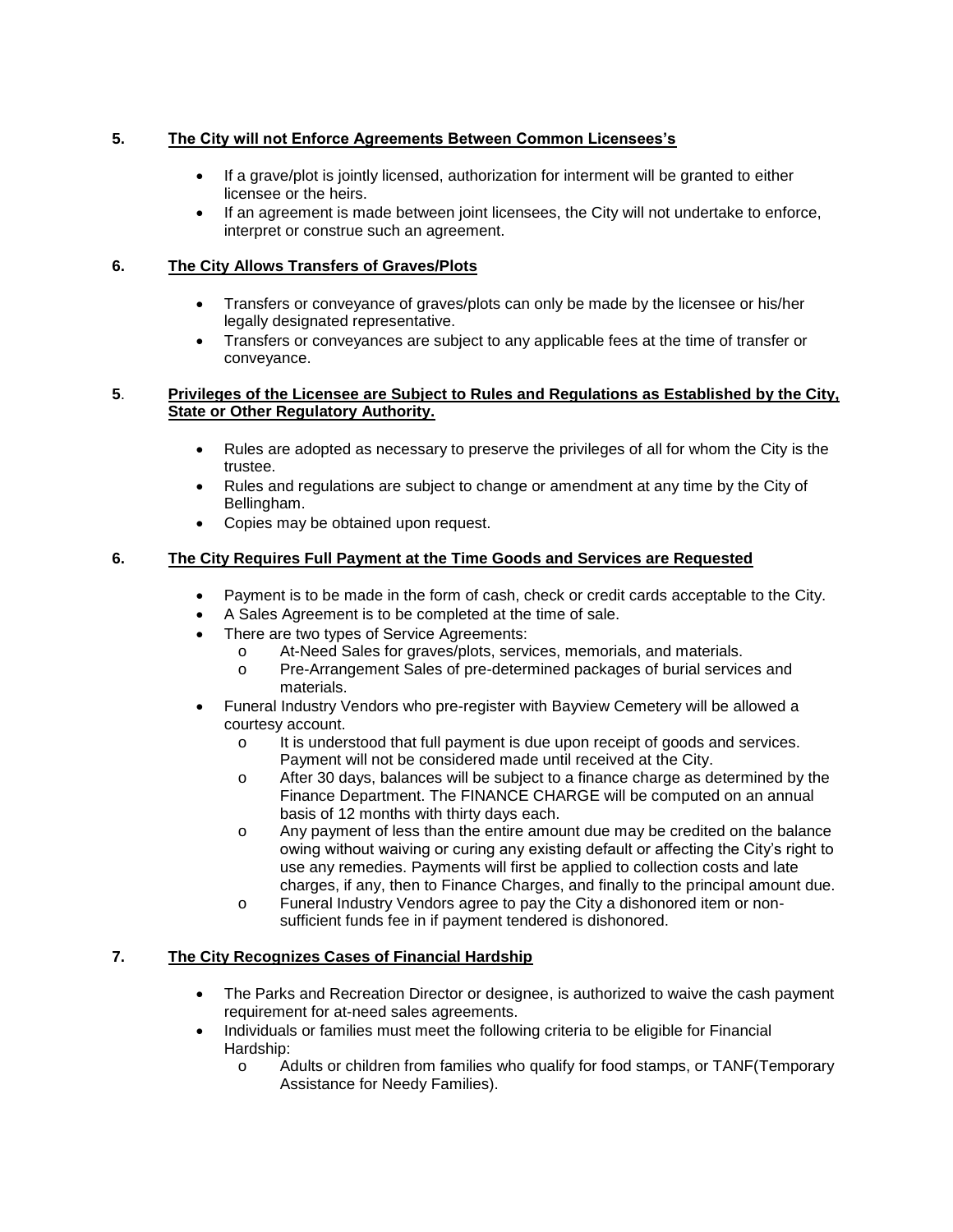**5. The City will not Enforce Agreements Between Common Licensees's**

- If a grave/plot is jointly licensed, authorization for interment will be granted to either licensee or the heirs.
- If an agreement is made between joint licensees, the City will not undertake to enforce, interpret or construe such an agreement.

**6. The City Allows Transfers of Graves/Plots**

- Transfers or conveyance of graves/plots can only be made by the licensee or his/her legally designated representative.
- Transfers or conveyances are subject to any applicable fees at the time of transfer or conveyance.

**5. Privileges of the Licensee are Subject to Rules and Regulations as Established by the City, State or Other Regulatory Authority.**

- Rules are adopted as necessary to preserve the privileges of all for whom the City is the trustee.
- Rules and regulations are subject to change or amendment at any time by the City of Bellingham.
- Copies may be obtained upon request.

**6. The City Requires Full Payment at the Time Goods and Services are Requested**

- Payment is to be made in the form of cash, check or credit cards acceptable to the City.
- A Sales Agreement is to be completed at the time of sale.
- There are two types of Service Agreements:
  - At-Need Sales for graves/plots, services, memorials, and materials.
  - Pre-Arrangement Sales of pre-determined packages of burial services and materials.
- Funeral Industry Vendors who pre-register with Bayview Cemetery will be allowed a courtesy account.
  - It is understood that full payment is due upon receipt of goods and services. Payment will not be considered made until received at the City.
  - After 30 days, balances will be subject to a finance charge as determined by the Finance Department. The FINANCE CHARGE will be computed on an annual basis of 12 months with thirty days each.
  - Any payment of less than the entire amount due may be credited on the balance owing without waiving or curing any existing default or affecting the City's right to use any remedies. Payments will first be applied to collection costs and late charges, if any, then to Finance Charges, and finally to the principal amount due.
  - Funeral Industry Vendors agree to pay the City a dishonored item or non-sufficient funds fee in if payment tendered is dishonored.

**7. The City Recognizes Cases of Financial Hardship**

- The Parks and Recreation Director or designee, is authorized to waive the cash payment requirement for at-need sales agreements.
- Individuals or families must meet the following criteria to be eligible for Financial Hardship:
  - Adults or children from families who qualify for food stamps, or TANF(Temporary Assistance for Needy Families).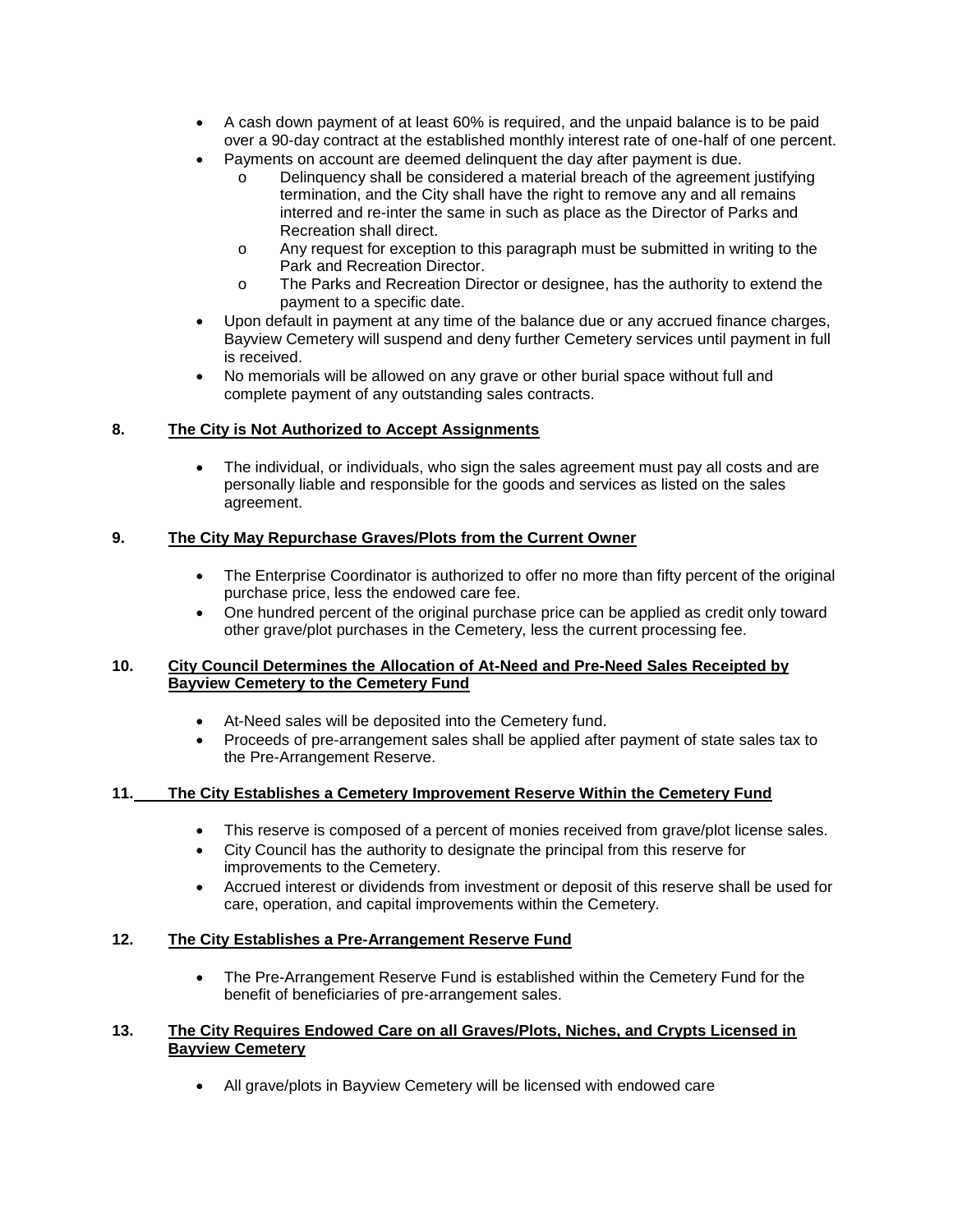- A cash down payment of at least 60% is required, and the unpaid balance is to be paid over a 90-day contract at the established monthly interest rate of one-half of one percent.
- Payments on account are deemed delinquent the day after payment is due.
  - Delinquency shall be considered a material breach of the agreement justifying termination, and the City shall have the right to remove any and all remains interred and re-inter the same in such as place as the Director of Parks and Recreation shall direct.
  - Any request for exception to this paragraph must be submitted in writing to the Park and Recreation Director.
  - The Parks and Recreation Director or designee, has the authority to extend the payment to a specific date.
- Upon default in payment at any time of the balance due or any accrued finance charges, Bayview Cemetery will suspend and deny further Cemetery services until payment in full is received.
- No memorials will be allowed on any grave or other burial space without full and complete payment of any outstanding sales contracts.

**8. The City is Not Authorized to Accept Assignments**

- The individual, or individuals, who sign the sales agreement must pay all costs and are personally liable and responsible for the goods and services as listed on the sales agreement.

**9. The City May Repurchase Graves/Plots from the Current Owner**

- The Enterprise Coordinator is authorized to offer no more than fifty percent of the original purchase price, less the endowed care fee.
- One hundred percent of the original purchase price can be applied as credit only toward other grave/plot purchases in the Cemetery, less the current processing fee.

**10. City Council Determines the Allocation of At-Need and Pre-Need Sales Receipted by Bayview Cemetery to the Cemetery Fund**

- At-Need sales will be deposited into the Cemetery fund.
- Proceeds of pre-arrangement sales shall be applied after payment of state sales tax to the Pre-Arrangement Reserve.

**11. The City Establishes a Cemetery Improvement Reserve Within the Cemetery Fund**

- This reserve is composed of a percent of monies received from grave/plot license sales.
- City Council has the authority to designate the principal from this reserve for improvements to the Cemetery.
- Accrued interest or dividends from investment or deposit of this reserve shall be used for care, operation, and capital improvements within the Cemetery.

**12. The City Establishes a Pre-Arrangement Reserve Fund**

- The Pre-Arrangement Reserve Fund is established within the Cemetery Fund for the benefit of beneficiaries of pre-arrangement sales.

**13. The City Requires Endowed Care on all Graves/Plots, Niches, and Crypts Licensed in Bayview Cemetery**

- All grave/plots in Bayview Cemetery will be licensed with endowed care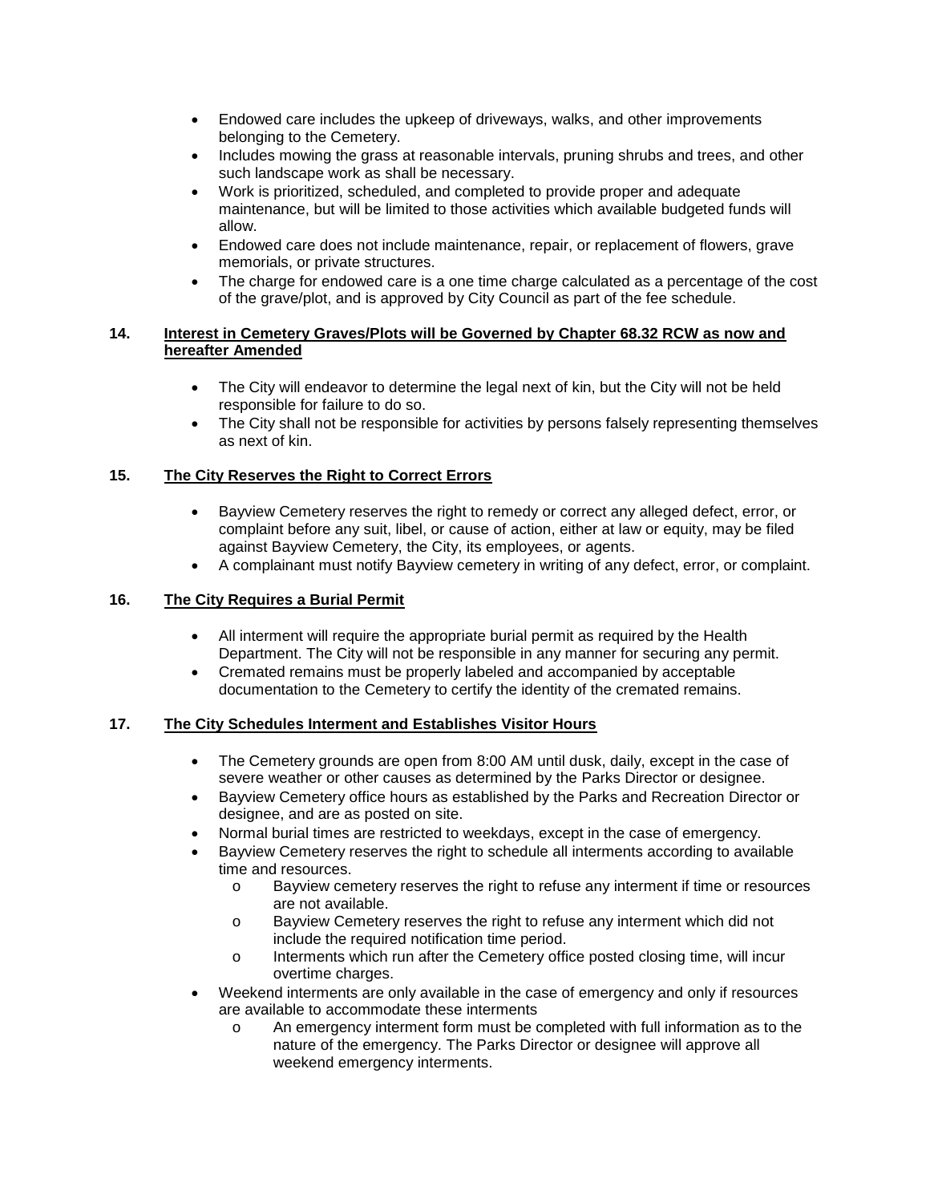- Endowed care includes the upkeep of driveways, walks, and other improvements belonging to the Cemetery.
- Includes mowing the grass at reasonable intervals, pruning shrubs and trees, and other such landscape work as shall be necessary.
- Work is prioritized, scheduled, and completed to provide proper and adequate maintenance, but will be limited to those activities which available budgeted funds will allow.
- Endowed care does not include maintenance, repair, or replacement of flowers, grave memorials, or private structures.
- The charge for endowed care is a one time charge calculated as a percentage of the cost of the grave/plot, and is approved by City Council as part of the fee schedule.

**14. Interest in Cemetery Graves/Plots will be Governed by Chapter 68.32 RCW as now and hereafter Amended**

- The City will endeavor to determine the legal next of kin, but the City will not be held responsible for failure to do so.
- The City shall not be responsible for activities by persons falsely representing themselves as next of kin.

**15. The City Reserves the Right to Correct Errors**

- Bayview Cemetery reserves the right to remedy or correct any alleged defect, error, or complaint before any suit, libel, or cause of action, either at law or equity, may be filed against Bayview Cemetery, the City, its employees, or agents.
- A complainant must notify Bayview cemetery in writing of any defect, error, or complaint.

**16. The City Requires a Burial Permit**

- All interment will require the appropriate burial permit as required by the Health Department. The City will not be responsible in any manner for securing any permit.
- Cremated remains must be properly labeled and accompanied by acceptable documentation to the Cemetery to certify the identity of the cremated remains.

**17. The City Schedules Interment and Establishes Visitor Hours**

- The Cemetery grounds are open from 8:00 AM until dusk, daily, except in the case of severe weather or other causes as determined by the Parks Director or designee.
- Bayview Cemetery office hours as established by the Parks and Recreation Director or designee, and are as posted on site.
- Normal burial times are restricted to weekdays, except in the case of emergency.
- Bayview Cemetery reserves the right to schedule all interments according to available time and resources.
  - Bayview cemetery reserves the right to refuse any interment if time or resources are not available.
  - Bayview Cemetery reserves the right to refuse any interment which did not include the required notification time period.
  - Interments which run after the Cemetery office posted closing time, will incur overtime charges.
- Weekend interments are only available in the case of emergency and only if resources are available to accommodate these interments
  - An emergency interment form must be completed with full information as to the nature of the emergency. The Parks Director or designee will approve all weekend emergency interments.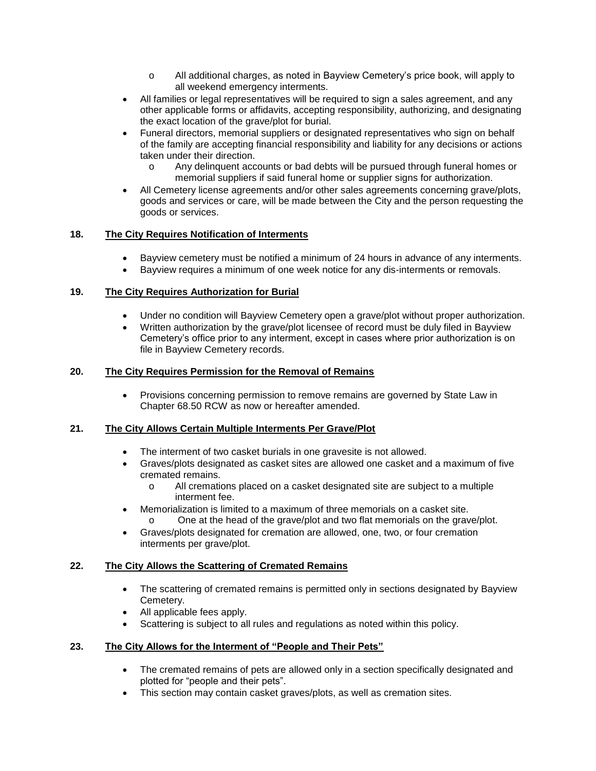- All additional charges, as noted in Bayview Cemetery's price book, will apply to all weekend emergency interments.
- All families or legal representatives will be required to sign a sales agreement, and any other applicable forms or affidavits, accepting responsibility, authorizing, and designating the exact location of the grave/plot for burial.
- Funeral directors, memorial suppliers or designated representatives who sign on behalf of the family are accepting financial responsibility and liability for any decisions or actions taken under their direction.
  - Any delinquent accounts or bad debts will be pursued through funeral homes or memorial suppliers if said funeral home or supplier signs for authorization.
- All Cemetery license agreements and/or other sales agreements concerning grave/plots, goods and services or care, will be made between the City and the person requesting the goods or services.

### 18. The City Requires Notification of Interments

- Bayview cemetery must be notified a minimum of 24 hours in advance of any interments.
- Bayview requires a minimum of one week notice for any dis-interments or removals.

### 19. The City Requires Authorization for Burial

- Under no condition will Bayview Cemetery open a grave/plot without proper authorization.
- Written authorization by the grave/plot licensee of record must be duly filed in Bayview Cemetery's office prior to any interment, except in cases where prior authorization is on file in Bayview Cemetery records.

### 20. The City Requires Permission for the Removal of Remains

- Provisions concerning permission to remove remains are governed by State Law in Chapter 68.50 RCW as now or hereafter amended.

### 21. The City Allows Certain Multiple Interments Per Grave/Plot

- The interment of two casket burials in one gravesite is not allowed.
- Graves/plots designated as casket sites are allowed one casket and a maximum of five cremated remains.
  - All cremations placed on a casket designated site are subject to a multiple interment fee.
- Memorialization is limited to a maximum of three memorials on a casket site.
  - One at the head of the grave/plot and two flat memorials on the grave/plot.
- Graves/plots designated for cremation are allowed, one, two, or four cremation interments per grave/plot.

### 22. The City Allows the Scattering of Cremated Remains

- The scattering of cremated remains is permitted only in sections designated by Bayview Cemetery.
- All applicable fees apply.
- Scattering is subject to all rules and regulations as noted within this policy.

### 23. The City Allows for the Interment of "People and Their Pets"

- The cremated remains of pets are allowed only in a section specifically designated and plotted for "people and their pets".
- This section may contain casket graves/plots, as well as cremation sites.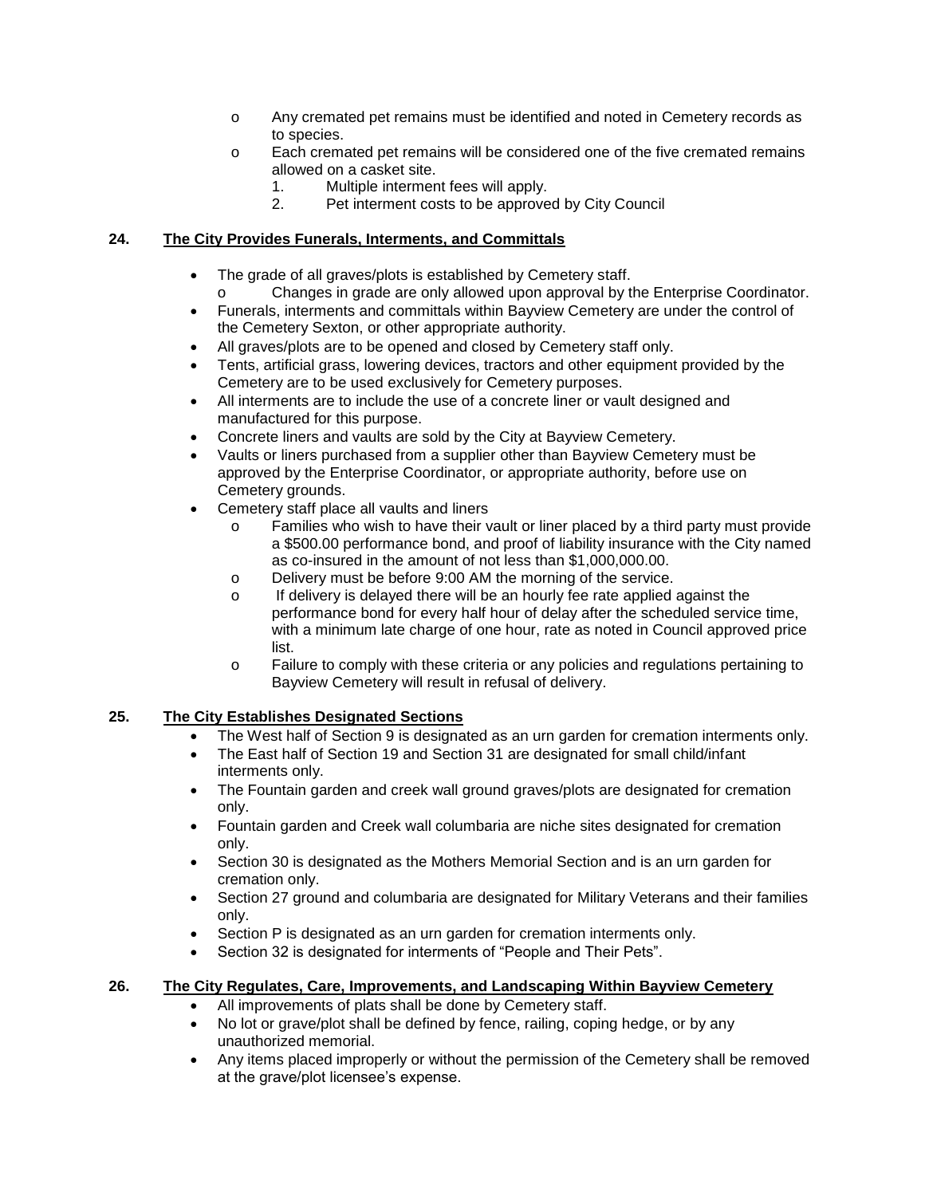- Any cremated pet remains must be identified and noted in Cemetery records as to species.
- Each cremated pet remains will be considered one of the five cremated remains allowed on a casket site.
  1. Multiple interment fees will apply.
  2. Pet interment costs to be approved by City Council

**24. The City Provides Funerals, Interments, and Committals**

- The grade of all graves/plots is established by Cemetery staff.
  - Changes in grade are only allowed upon approval by the Enterprise Coordinator.
- Funerals, interments and committals within Bayview Cemetery are under the control of the Cemetery Sexton, or other appropriate authority.
- All graves/plots are to be opened and closed by Cemetery staff only.
- Tents, artificial grass, lowering devices, tractors and other equipment provided by the Cemetery are to be used exclusively for Cemetery purposes.
- All interments are to include the use of a concrete liner or vault designed and manufactured for this purpose.
- Concrete liners and vaults are sold by the City at Bayview Cemetery.
- Vaults or liners purchased from a supplier other than Bayview Cemetery must be approved by the Enterprise Coordinator, or appropriate authority, before use on Cemetery grounds.
- Cemetery staff place all vaults and liners
  - Families who wish to have their vault or liner placed by a third party must provide a $500.00 performance bond, and proof of liability insurance with the City named as co-insured in the amount of not less than $1,000,000.00.
  - Delivery must be before 9:00 AM the morning of the service.
  - If delivery is delayed there will be an hourly fee rate applied against the performance bond for every half hour of delay after the scheduled service time, with a minimum late charge of one hour, rate as noted in Council approved price list.
  - Failure to comply with these criteria or any policies and regulations pertaining to Bayview Cemetery will result in refusal of delivery.

**25. The City Establishes Designated Sections**

- The West half of Section 9 is designated as an urn garden for cremation interments only.
- The East half of Section 19 and Section 31 are designated for small child/infant interments only.
- The Fountain garden and creek wall ground graves/plots are designated for cremation only.
- Fountain garden and Creek wall columbaria are niche sites designated for cremation only.
- Section 30 is designated as the Mothers Memorial Section and is an urn garden for cremation only.
- Section 27 ground and columbaria are designated for Military Veterans and their families only.
- Section P is designated as an urn garden for cremation interments only.
- Section 32 is designated for interments of "People and Their Pets".

**26. The City Regulates, Care, Improvements, and Landscaping Within Bayview Cemetery**

- All improvements of plats shall be done by Cemetery staff.
- No lot or grave/plot shall be defined by fence, railing, coping hedge, or by any unauthorized memorial.
- Any items placed improperly or without the permission of the Cemetery shall be removed at the grave/plot licensee's expense.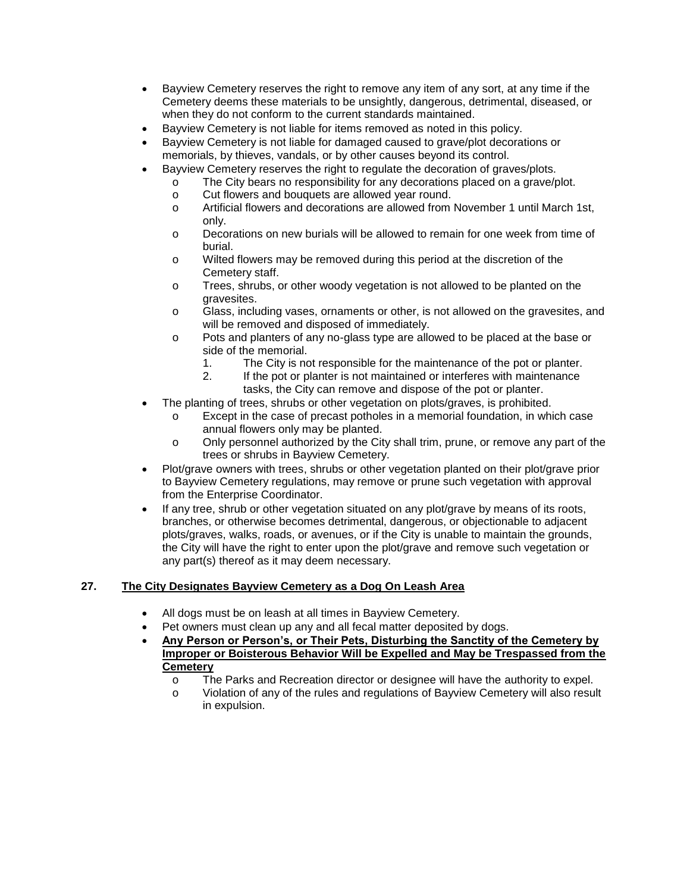- Bayview Cemetery reserves the right to remove any item of any sort, at any time if the Cemetery deems these materials to be unsightly, dangerous, detrimental, diseased, or when they do not conform to the current standards maintained.
- Bayview Cemetery is not liable for items removed as noted in this policy.
- Bayview Cemetery is not liable for damaged caused to grave/plot decorations or memorials, by thieves, vandals, or by other causes beyond its control.
- Bayview Cemetery reserves the right to regulate the decoration of graves/plots.
  - The City bears no responsibility for any decorations placed on a grave/plot.
  - Cut flowers and bouquets are allowed year round.
  - Artificial flowers and decorations are allowed from November 1 until March 1st, only.
  - Decorations on new burials will be allowed to remain for one week from time of burial.
  - Wilted flowers may be removed during this period at the discretion of the Cemetery staff.
  - Trees, shrubs, or other woody vegetation is not allowed to be planted on the gravesites.
  - Glass, including vases, ornaments or other, is not allowed on the gravesites, and will be removed and disposed of immediately.
  - Pots and planters of any no-glass type are allowed to be placed at the base or side of the memorial.
    1. The City is not responsible for the maintenance of the pot or planter.
    2. If the pot or planter is not maintained or interferes with maintenance tasks, the City can remove and dispose of the pot or planter.
- The planting of trees, shrubs or other vegetation on plots/graves, is prohibited.
  - Except in the case of precast potholes in a memorial foundation, in which case annual flowers only may be planted.
  - Only personnel authorized by the City shall trim, prune, or remove any part of the trees or shrubs in Bayview Cemetery.
- Plot/grave owners with trees, shrubs or other vegetation planted on their plot/grave prior to Bayview Cemetery regulations, may remove or prune such vegetation with approval from the Enterprise Coordinator.
- If any tree, shrub or other vegetation situated on any plot/grave by means of its roots, branches, or otherwise becomes detrimental, dangerous, or objectionable to adjacent plots/graves, walks, roads, or avenues, or if the City is unable to maintain the grounds, the City will have the right to enter upon the plot/grave and remove such vegetation or any part(s) thereof as it may deem necessary.

## 27. The City Designates Bayview Cemetery as a Dog On Leash Area

- All dogs must be on leash at all times in Bayview Cemetery.
- Pet owners must clean up any and all fecal matter deposited by dogs.
- **Any Person or Person's, or Their Pets, Disturbing the Sanctity of the Cemetery by Improper or Boisterous Behavior Will be Expelled and May be Trespassed from the Cemetery**
  - The Parks and Recreation director or designee will have the authority to expel.
  - Violation of any of the rules and regulations of Bayview Cemetery will also result in expulsion.